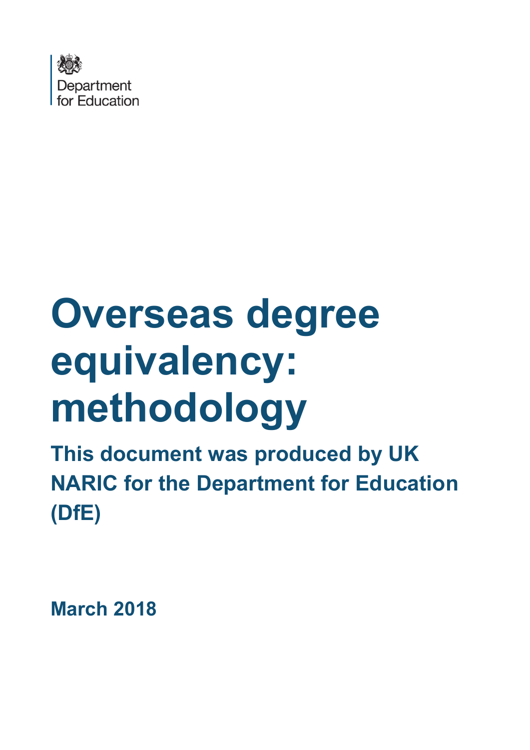Department for Education

# Overseas degree equivalency: methodology

## This document was produced by UK NARIC for the Department for Education (DfE)

**March 2018**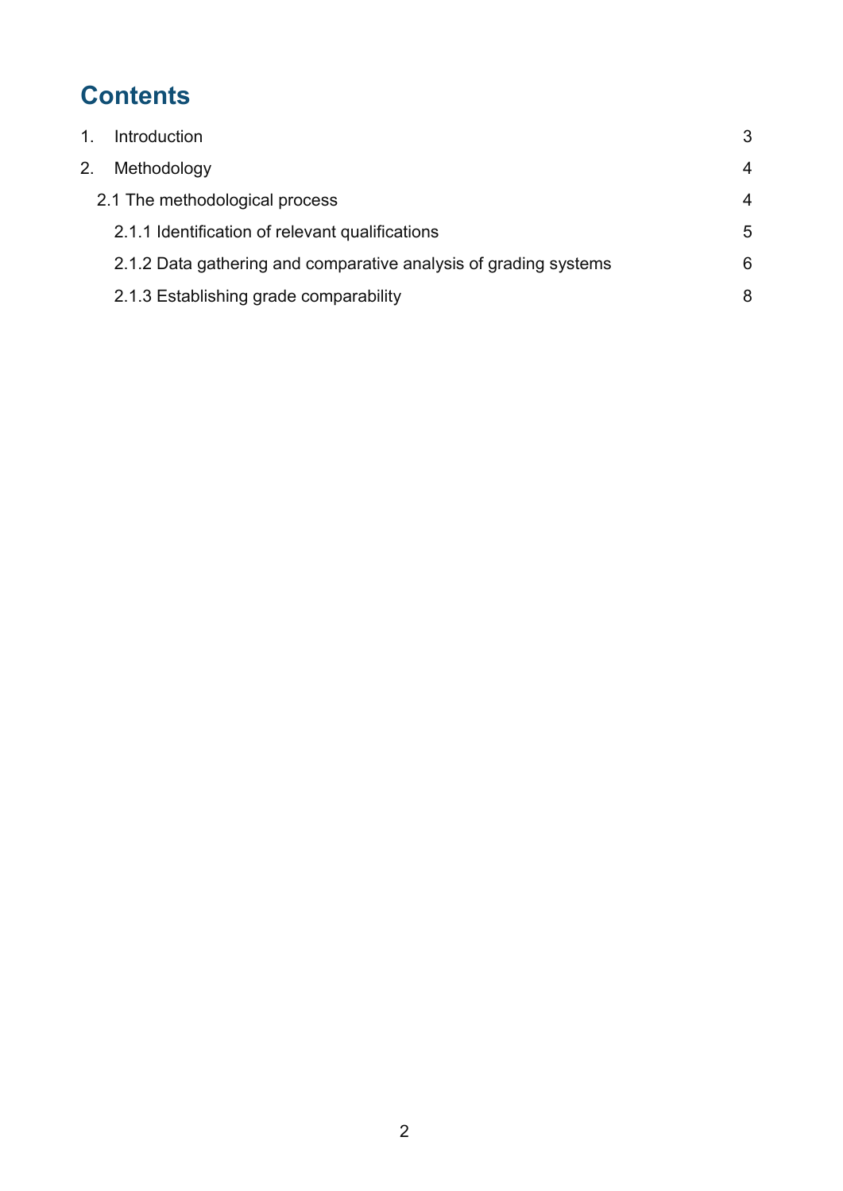# Contents

1. Introduction 3
2. Methodology 4
   - 2.1 The methodological process 4
     - 2.1.1 Identification of relevant qualifications 5
     - 2.1.2 Data gathering and comparative analysis of grading systems 6
     - 2.1.3 Establishing grade comparability 8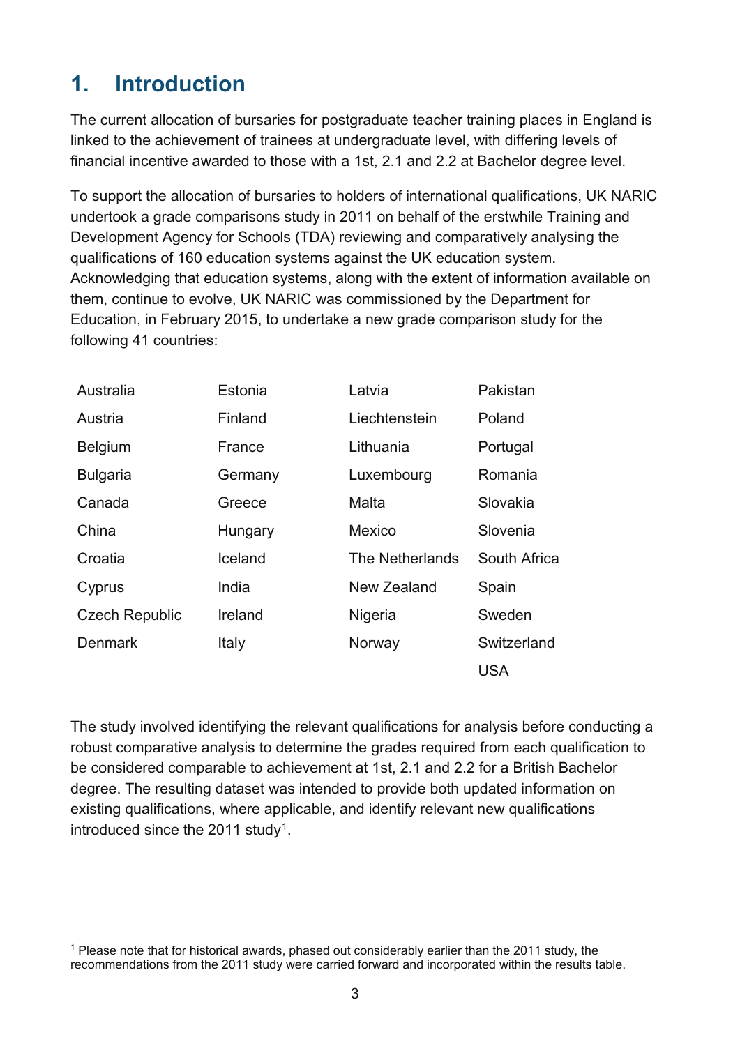# 1. Introduction

The current allocation of bursaries for postgraduate teacher training places in England is linked to the achievement of trainees at undergraduate level, with differing levels of financial incentive awarded to those with a 1st, 2.1 and 2.2 at Bachelor degree level.

To support the allocation of bursaries to holders of international qualifications, UK NARIC undertook a grade comparisons study in 2011 on behalf of the erstwhile Training and Development Agency for Schools (TDA) reviewing and comparatively analysing the qualifications of 160 education systems against the UK education system. Acknowledging that education systems, along with the extent of information available on them, continue to evolve, UK NARIC was commissioned by the Department for Education, in February 2015, to undertake a new grade comparison study for the following 41 countries:

| | | | |
|---|---|---|---|
| Australia | Estonia | Latvia | Pakistan |
| Austria | Finland | Liechtenstein | Poland |
| Belgium | France | Lithuania | Portugal |
| Bulgaria | Germany | Luxembourg | Romania |
| Canada | Greece | Malta | Slovakia |
| China | Hungary | Mexico | Slovenia |
| Croatia | Iceland | The Netherlands | South Africa |
| Cyprus | India | New Zealand | Spain |
| Czech Republic | Ireland | Nigeria | Sweden |
| Denmark | Italy | Norway | Switzerland |
| | | | USA |

The study involved identifying the relevant qualifications for analysis before conducting a robust comparative analysis to determine the grades required from each qualification to be considered comparable to achievement at 1st, 2.1 and 2.2 for a British Bachelor degree. The resulting dataset was intended to provide both updated information on existing qualifications, where applicable, and identify relevant new qualifications introduced since the 2011 study[1].

[1] Please note that for historical awards, phased out considerably earlier than the 2011 study, the recommendations from the 2011 study were carried forward and incorporated within the results table.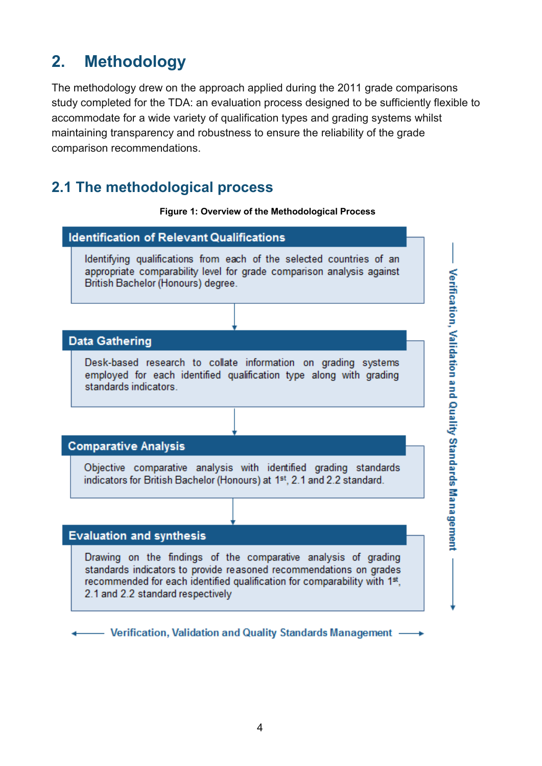## 2. Methodology

The methodology drew on the approach applied during the 2011 grade comparisons study completed for the TDA: an evaluation process designed to be sufficiently flexible to accommodate for a wide variety of qualification types and grading systems whilst maintaining transparency and robustness to ensure the reliability of the grade comparison recommendations.

### 2.1 The methodological process

**Figure 1: Overview of the Methodological Process**

**Identification of Relevant Qualifications**

Identifying qualifications from each of the selected countries of an appropriate comparability level for grade comparison analysis against British Bachelor (Honours) degree.

↓

**Data Gathering**

Desk-based research to collate information on grading systems employed for each identified qualification type along with grading standards indicators.

↓

**Comparative Analysis**

Objective comparative analysis with identified grading standards indicators for British Bachelor (Honours) at 1st, 2.1 and 2.2 standard.

↓

**Evaluation and synthesis**

Drawing on the findings of the comparative analysis of grading standards indicators to provide reasoned recommendations on grades recommended for each identified qualification for comparability with 1st, 2.1 and 2.2 standard respectively

Verification, Validation and Quality Standards Management

Verification, Validation and Quality Standards Management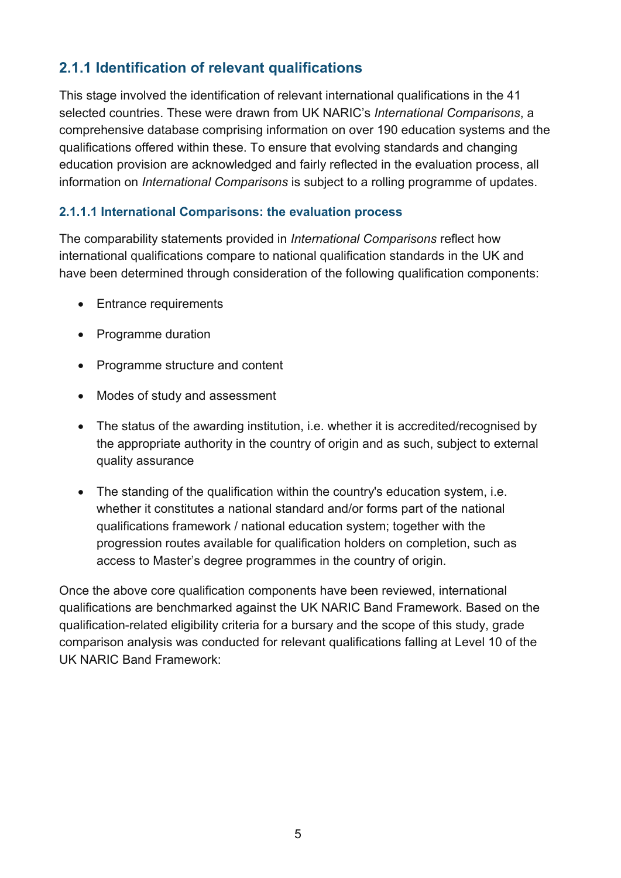### 2.1.1 Identification of relevant qualifications

This stage involved the identification of relevant international qualifications in the 41 selected countries. These were drawn from UK NARIC's *International Comparisons*, a comprehensive database comprising information on over 190 education systems and the qualifications offered within these. To ensure that evolving standards and changing education provision are acknowledged and fairly reflected in the evaluation process, all information on *International Comparisons* is subject to a rolling programme of updates.

#### 2.1.1.1 International Comparisons: the evaluation process

The comparability statements provided in *International Comparisons* reflect how international qualifications compare to national qualification standards in the UK and have been determined through consideration of the following qualification components:

- Entrance requirements
- Programme duration
- Programme structure and content
- Modes of study and assessment
- The status of the awarding institution, i.e. whether it is accredited/recognised by the appropriate authority in the country of origin and as such, subject to external quality assurance
- The standing of the qualification within the country's education system, i.e. whether it constitutes a national standard and/or forms part of the national qualifications framework / national education system; together with the progression routes available for qualification holders on completion, such as access to Master's degree programmes in the country of origin.

Once the above core qualification components have been reviewed, international qualifications are benchmarked against the UK NARIC Band Framework. Based on the qualification-related eligibility criteria for a bursary and the scope of this study, grade comparison analysis was conducted for relevant qualifications falling at Level 10 of the UK NARIC Band Framework: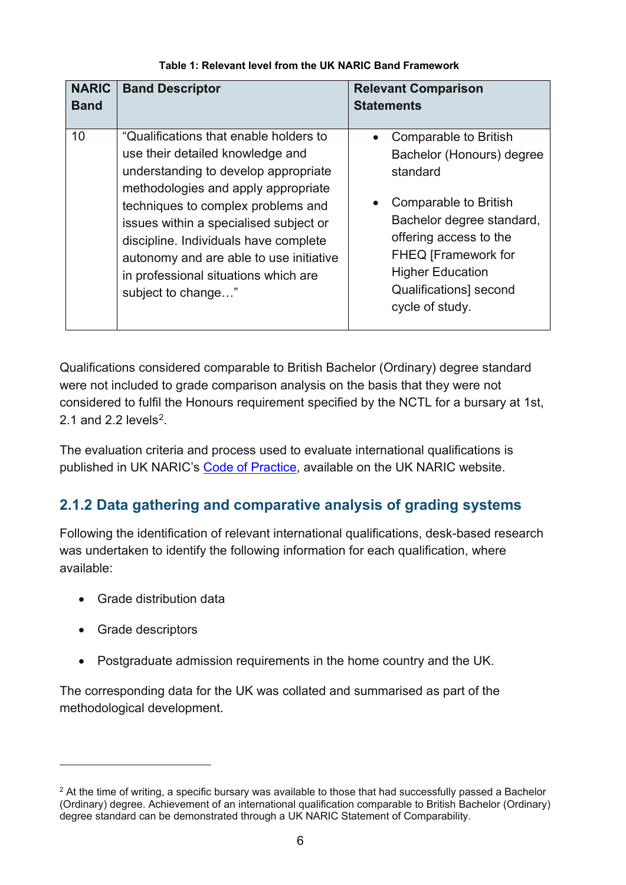**Table 1: Relevant level from the UK NARIC Band Framework**

| NARIC Band | Band Descriptor | Relevant Comparison Statements |
|---|---|---|
| 10 | "Qualifications that enable holders to use their detailed knowledge and understanding to develop appropriate methodologies and apply appropriate techniques to complex problems and issues within a specialised subject or discipline. Individuals have complete autonomy and are able to use initiative in professional situations which are subject to change…" | • Comparable to British Bachelor (Honours) degree standard<br>• Comparable to British Bachelor degree standard, offering access to the FHEQ [Framework for Higher Education Qualifications] second cycle of study. |

Qualifications considered comparable to British Bachelor (Ordinary) degree standard were not included to grade comparison analysis on the basis that they were not considered to fulfil the Honours requirement specified by the NCTL for a bursary at 1st, 2.1 and 2.2 levels[2].

The evaluation criteria and process used to evaluate international qualifications is published in UK NARIC's Code of Practice, available on the UK NARIC website.

### 2.1.2 Data gathering and comparative analysis of grading systems

Following the identification of relevant international qualifications, desk-based research was undertaken to identify the following information for each qualification, where available:

- Grade distribution data
- Grade descriptors
- Postgraduate admission requirements in the home country and the UK.

The corresponding data for the UK was collated and summarised as part of the methodological development.

[2] At the time of writing, a specific bursary was available to those that had successfully passed a Bachelor (Ordinary) degree. Achievement of an international qualification comparable to British Bachelor (Ordinary) degree standard can be demonstrated through a UK NARIC Statement of Comparability.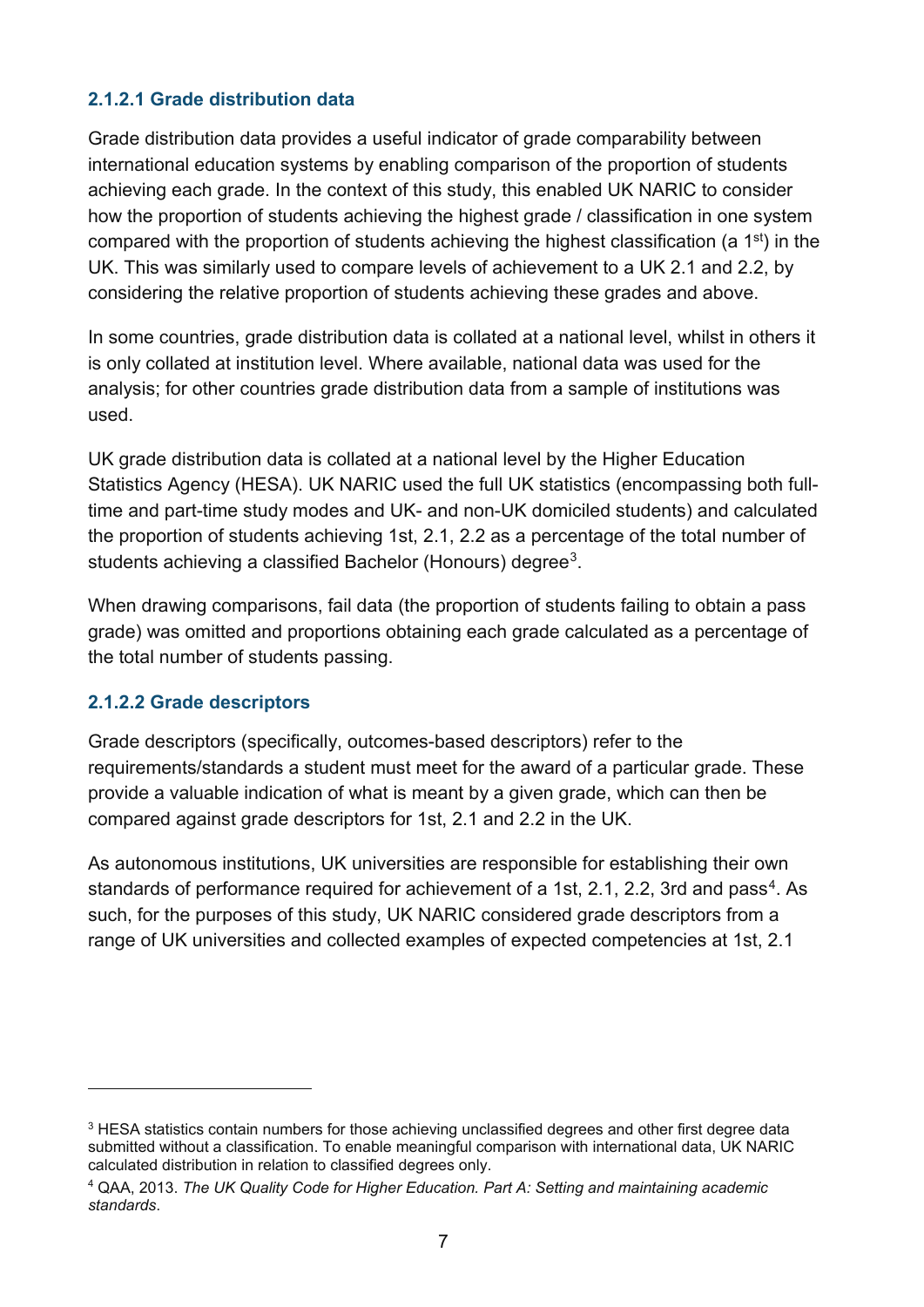#### 2.1.2.1 Grade distribution data

Grade distribution data provides a useful indicator of grade comparability between international education systems by enabling comparison of the proportion of students achieving each grade. In the context of this study, this enabled UK NARIC to consider how the proportion of students achieving the highest grade / classification in one system compared with the proportion of students achieving the highest classification (a 1$^{st}$) in the UK. This was similarly used to compare levels of achievement to a UK 2.1 and 2.2, by considering the relative proportion of students achieving these grades and above.

In some countries, grade distribution data is collated at a national level, whilst in others it is only collated at institution level. Where available, national data was used for the analysis; for other countries grade distribution data from a sample of institutions was used.

UK grade distribution data is collated at a national level by the Higher Education Statistics Agency (HESA). UK NARIC used the full UK statistics (encompassing both full-time and part-time study modes and UK- and non-UK domiciled students) and calculated the proportion of students achieving 1st, 2.1, 2.2 as a percentage of the total number of students achieving a classified Bachelor (Honours) degree[3].

When drawing comparisons, fail data (the proportion of students failing to obtain a pass grade) was omitted and proportions obtaining each grade calculated as a percentage of the total number of students passing.

#### 2.1.2.2 Grade descriptors

Grade descriptors (specifically, outcomes-based descriptors) refer to the requirements/standards a student must meet for the award of a particular grade. These provide a valuable indication of what is meant by a given grade, which can then be compared against grade descriptors for 1st, 2.1 and 2.2 in the UK.

As autonomous institutions, UK universities are responsible for establishing their own standards of performance required for achievement of a 1st, 2.1, 2.2, 3rd and pass[4]. As such, for the purposes of this study, UK NARIC considered grade descriptors from a range of UK universities and collected examples of expected competencies at 1st, 2.1

---

[3] HESA statistics contain numbers for those achieving unclassified degrees and other first degree data submitted without a classification. To enable meaningful comparison with international data, UK NARIC calculated distribution in relation to classified degrees only.

[4] QAA, 2013. *The UK Quality Code for Higher Education. Part A: Setting and maintaining academic standards*.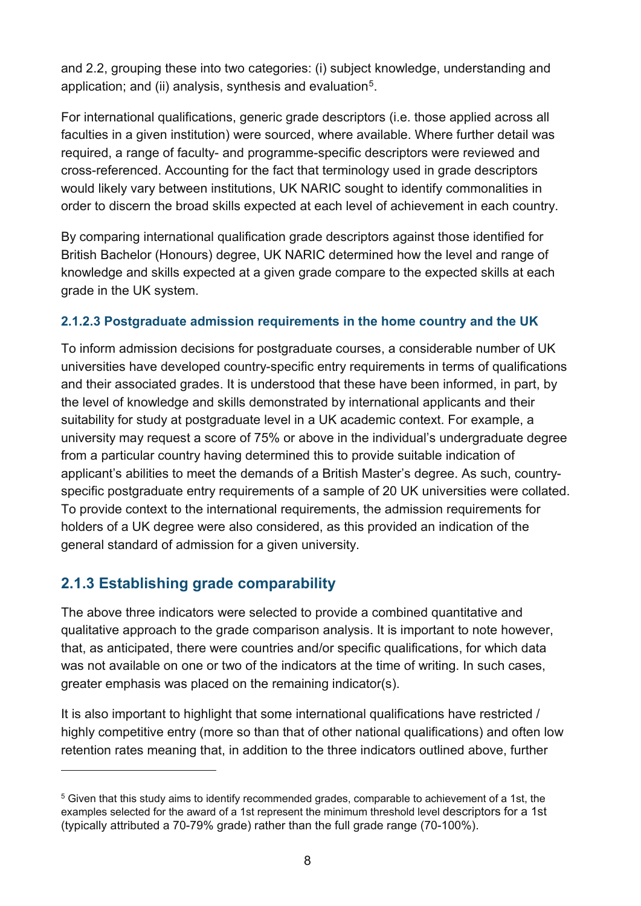and 2.2, grouping these into two categories: (i) subject knowledge, understanding and application; and (ii) analysis, synthesis and evaluation[5].

For international qualifications, generic grade descriptors (i.e. those applied across all faculties in a given institution) were sourced, where available. Where further detail was required, a range of faculty- and programme-specific descriptors were reviewed and cross-referenced. Accounting for the fact that terminology used in grade descriptors would likely vary between institutions, UK NARIC sought to identify commonalities in order to discern the broad skills expected at each level of achievement in each country.

By comparing international qualification grade descriptors against those identified for British Bachelor (Honours) degree, UK NARIC determined how the level and range of knowledge and skills expected at a given grade compare to the expected skills at each grade in the UK system.

#### 2.1.2.3 Postgraduate admission requirements in the home country and the UK

To inform admission decisions for postgraduate courses, a considerable number of UK universities have developed country-specific entry requirements in terms of qualifications and their associated grades. It is understood that these have been informed, in part, by the level of knowledge and skills demonstrated by international applicants and their suitability for study at postgraduate level in a UK academic context. For example, a university may request a score of 75% or above in the individual's undergraduate degree from a particular country having determined this to provide suitable indication of applicant's abilities to meet the demands of a British Master's degree. As such, country-specific postgraduate entry requirements of a sample of 20 UK universities were collated. To provide context to the international requirements, the admission requirements for holders of a UK degree were also considered, as this provided an indication of the general standard of admission for a given university.

### 2.1.3 Establishing grade comparability

The above three indicators were selected to provide a combined quantitative and qualitative approach to the grade comparison analysis. It is important to note however, that, as anticipated, there were countries and/or specific qualifications, for which data was not available on one or two of the indicators at the time of writing. In such cases, greater emphasis was placed on the remaining indicator(s).

It is also important to highlight that some international qualifications have restricted / highly competitive entry (more so than that of other national qualifications) and often low retention rates meaning that, in addition to the three indicators outlined above, further

---

[5] Given that this study aims to identify recommended grades, comparable to achievement of a 1st, the examples selected for the award of a 1st represent the minimum threshold level descriptors for a 1st (typically attributed a 70-79% grade) rather than the full grade range (70-100%).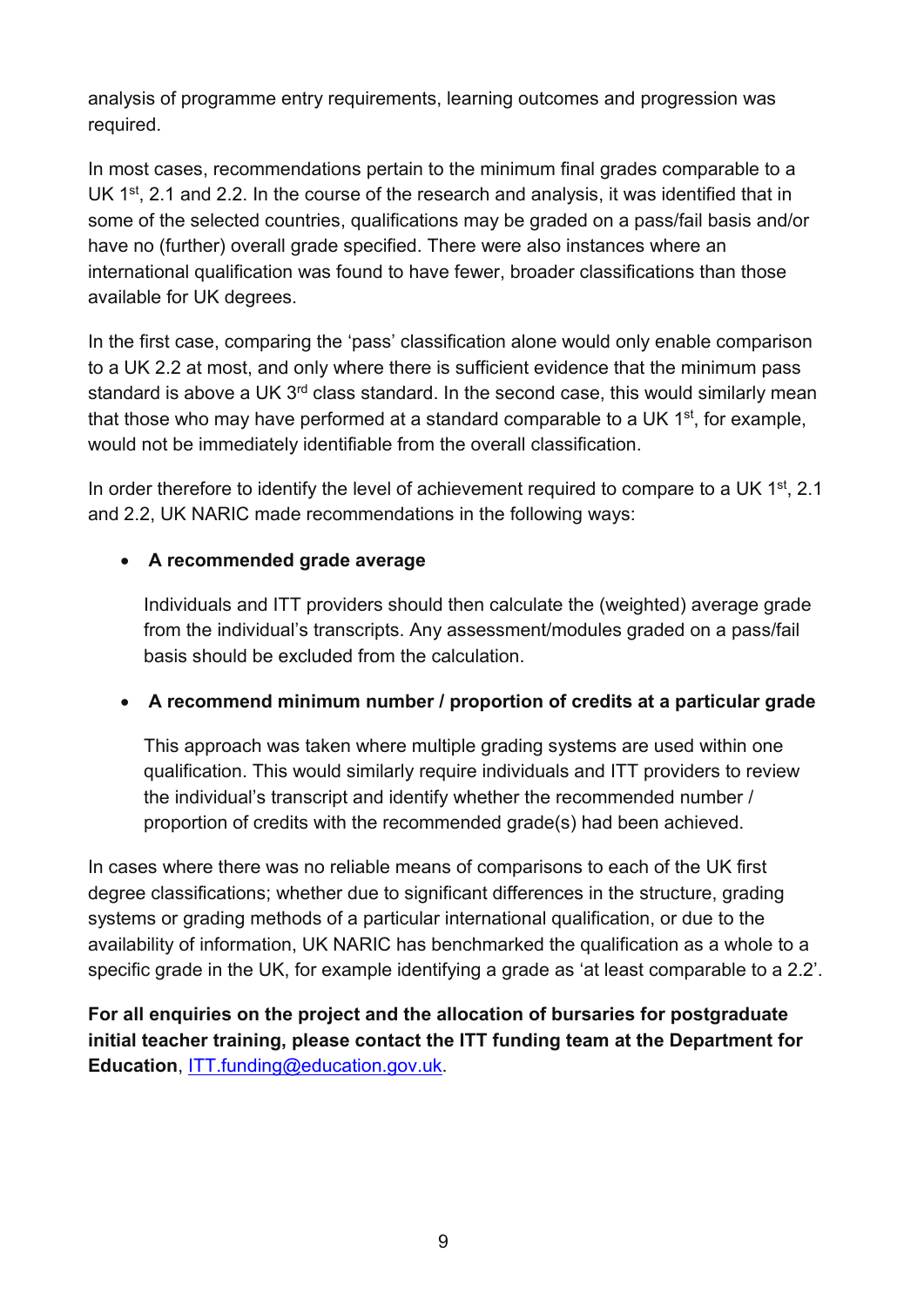analysis of programme entry requirements, learning outcomes and progression was required.

In most cases, recommendations pertain to the minimum final grades comparable to a UK 1st, 2.1 and 2.2. In the course of the research and analysis, it was identified that in some of the selected countries, qualifications may be graded on a pass/fail basis and/or have no (further) overall grade specified. There were also instances where an international qualification was found to have fewer, broader classifications than those available for UK degrees.

In the first case, comparing the 'pass' classification alone would only enable comparison to a UK 2.2 at most, and only where there is sufficient evidence that the minimum pass standard is above a UK 3rd class standard. In the second case, this would similarly mean that those who may have performed at a standard comparable to a UK 1st, for example, would not be immediately identifiable from the overall classification.

In order therefore to identify the level of achievement required to compare to a UK 1st, 2.1 and 2.2, UK NARIC made recommendations in the following ways:

- **A recommended grade average**

  Individuals and ITT providers should then calculate the (weighted) average grade from the individual's transcripts. Any assessment/modules graded on a pass/fail basis should be excluded from the calculation.

- **A recommend minimum number / proportion of credits at a particular grade**

  This approach was taken where multiple grading systems are used within one qualification. This would similarly require individuals and ITT providers to review the individual's transcript and identify whether the recommended number / proportion of credits with the recommended grade(s) had been achieved.

In cases where there was no reliable means of comparisons to each of the UK first degree classifications; whether due to significant differences in the structure, grading systems or grading methods of a particular international qualification, or due to the availability of information, UK NARIC has benchmarked the qualification as a whole to a specific grade in the UK, for example identifying a grade as 'at least comparable to a 2.2'.

**For all enquiries on the project and the allocation of bursaries for postgraduate initial teacher training, please contact the ITT funding team at the Department for Education**, [ITT.funding@education.gov.uk](mailto:ITT.funding@education.gov.uk).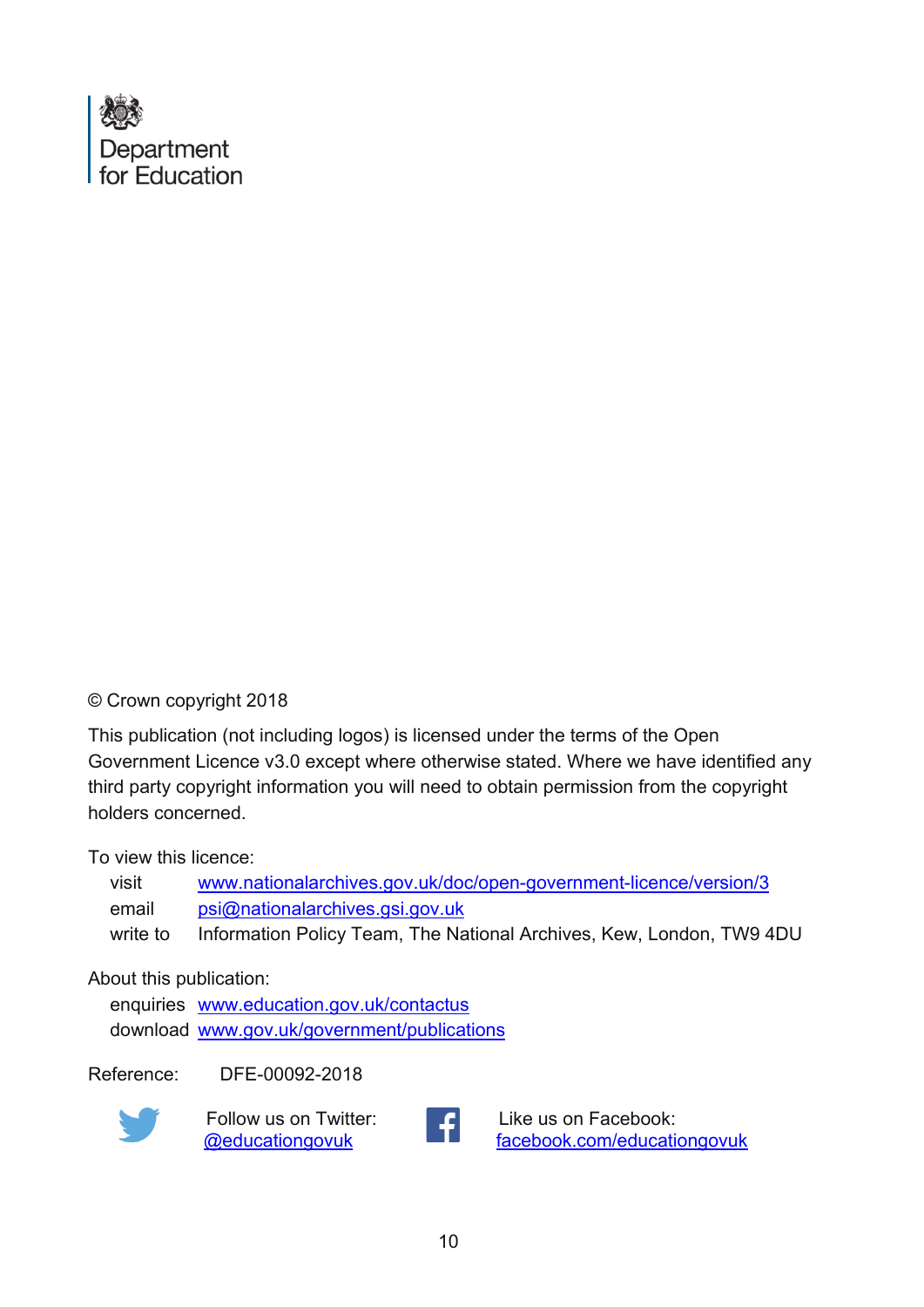Department for Education

© Crown copyright 2018

This publication (not including logos) is licensed under the terms of the Open Government Licence v3.0 except where otherwise stated. Where we have identified any third party copyright information you will need to obtain permission from the copyright holders concerned.

To view this licence:

visit [www.nationalarchives.gov.uk/doc/open-government-licence/version/3](http://www.nationalarchives.gov.uk/doc/open-government-licence/version/3)
email [psi@nationalarchives.gsi.gov.uk](mailto:psi@nationalarchives.gsi.gov.uk)
write to Information Policy Team, The National Archives, Kew, London, TW9 4DU

About this publication:

enquiries [www.education.gov.uk/contactus](http://www.education.gov.uk/contactus)
download [www.gov.uk/government/publications](http://www.gov.uk/government/publications)

Reference: DFE-00092-2018

Follow us on Twitter: [@educationgovuk](http://twitter.com/educationgovuk)

Like us on Facebook: [facebook.com/educationgovuk](http://www.facebook.com/educationgovuk)